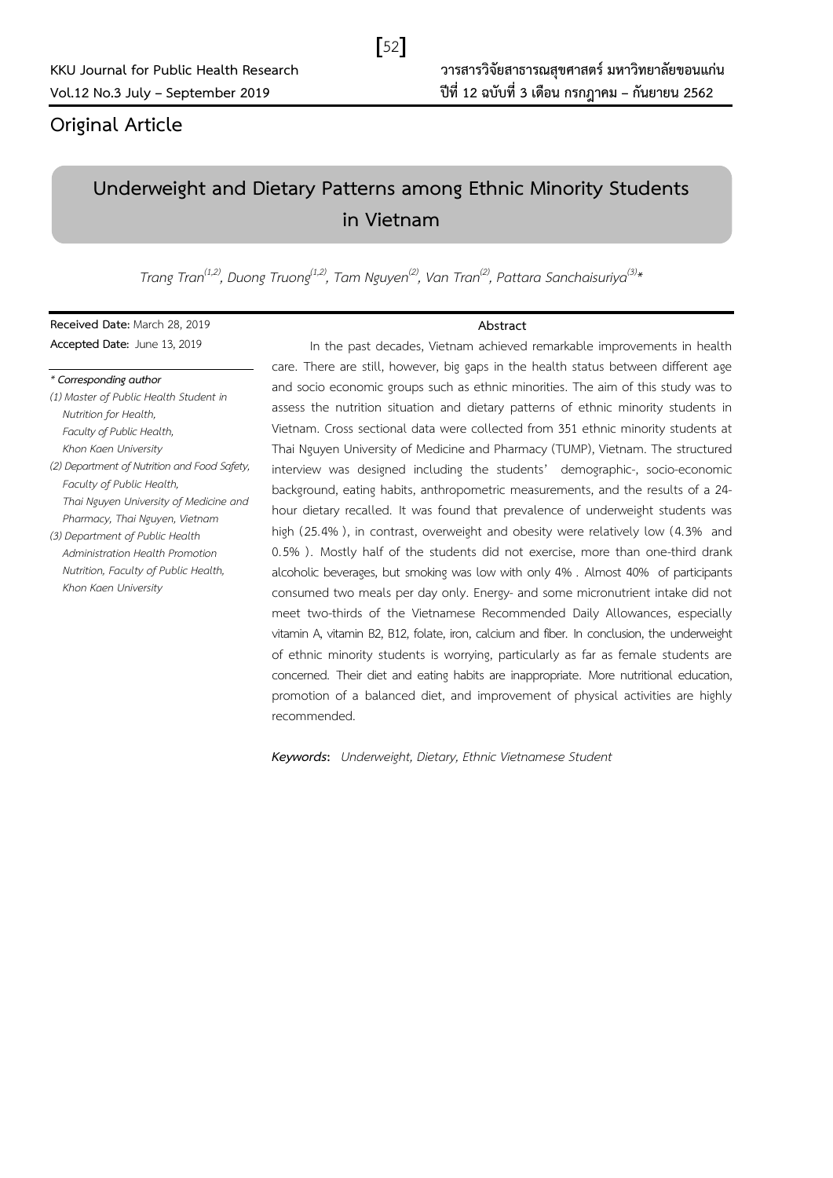## Original Article

# Underweight and Dietary Patterns among Ethnic Minority Students in Vietnam

*Trang Tran[1,2], Duong Truong[1,2], Tam Nguyen[2], Van Tran[2], Pattara Sanchaisuriya[3]**

**Received Date:** March 28, 2019

**Accepted Date:** June 13, 2019

*\* Corresponding author*

*(1) Master of Public Health Student in Nutrition for Health, Faculty of Public Health, Khon Kaen University*

*(2) Department of Nutrition and Food Safety, Faculty of Public Health, Thai Nguyen University of Medicine and Pharmacy, Thai Nguyen, Vietnam*

*(3) Department of Public Health Administration Health Promotion Nutrition, Faculty of Public Health, Khon Kaen University*

### Abstract

In the past decades, Vietnam achieved remarkable improvements in health care. There are still, however, big gaps in the health status between different age and socio economic groups such as ethnic minorities. The aim of this study was to assess the nutrition situation and dietary patterns of ethnic minority students in Vietnam. Cross sectional data were collected from 351 ethnic minority students at Thai Nguyen University of Medicine and Pharmacy (TUMP), Vietnam. The structured interview was designed including the students' demographic-, socio-economic background, eating habits, anthropometric measurements, and the results of a 24-hour dietary recalled. It was found that prevalence of underweight students was high (25.4%), in contrast, overweight and obesity were relatively low (4.3% and 0.5%). Mostly half of the students did not exercise, more than one-third drank alcoholic beverages, but smoking was low with only 4%. Almost 40% of participants consumed two meals per day only. Energy- and some micronutrient intake did not meet two-thirds of the Vietnamese Recommended Daily Allowances, especially vitamin A, vitamin B2, B12, folate, iron, calcium and fiber. In conclusion, the underweight of ethnic minority students is worrying, particularly as far as female students are concerned. Their diet and eating habits are inappropriate. More nutritional education, promotion of a balanced diet, and improvement of physical activities are highly recommended.

***Keywords:*** *Underweight, Dietary, Ethnic Vietnamese Student*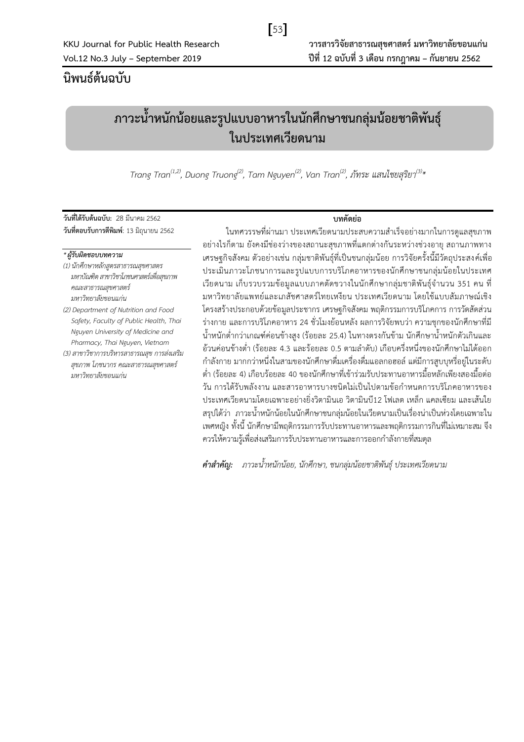นิพนธ์ต้นฉบับ

# ภาวะน้ำหนักน้อยและรูปแบบอาหารในนักศึกษาชนกลุ่มน้อยชาติพันธุ์ในประเทศเวียดนาม

*Trang Tran[1,2], Duong Truong[2], Tam Nguyen[2], Van Tran[2], ภัทระ แสนไชยสุริยา[3]\**

**วันที่ได้รับต้นฉบับ:** 28 มีนาคม 2562
**วันที่ตอบรับการตีพิมพ์:** 13 มิถุนายน 2562

*\* ผู้รับผิดชอบบทความ*

*(1) นักศึกษาหลักสูตรสาธารณสุขศาสตรมหาบัณฑิต สาขาวิชาโภชนศาสตร์เพื่อสุขภาพ คณะสาธารณสุขศาสตร์ มหาวิทยาลัยขอนแก่น*

*(2) Department of Nutrition and Food Safety, Faculty of Public Health, Thai Nguyen University of Medicine and Pharmacy, Thai Nguyen, Vietnam*

*(3) สาขาวิชาการบริหารสาธารณสุข การส่งเสริมสุขภาพ โภชนากร คณะสาธารณสุขศาสตร์ มหาวิทยาลัยขอนแก่น*

## บทคัดย่อ

ในทศวรรษที่ผ่านมา ประเทศเวียดนามประสบความสำเร็จอย่างมากในการดูแลสุขภาพ อย่างไรก็ตาม ยังคงมีช่องว่างของสถานะสุขภาพที่แตกต่างกันระหว่างช่วงอายุ สถานภาพทางเศรษฐกิจสังคม ตัวอย่างเช่น กลุ่มชาติพันธุ์ที่เป็นชนกลุ่มน้อย การวิจัยครั้งนี้มีวัตถุประสงค์เพื่อประเมินภาวะโภชนาการและรูปแบบการบริโภคอาหารของนักศึกษาชนกลุ่มน้อยในประเทศเวียดนาม เก็บรวบรวมข้อมูลแบบภาคตัดขวางในนักศึกษากลุ่มชาติพันธุ์จำนวน 351 คน ที่มหาวิทยาลัยแพทย์และเภสัชศาสตร์ไทยเหงียน ประเทศเวียดนาม โดยใช้แบบสัมภาษณ์เชิงโครงสร้างประกอบด้วยข้อมูลประชากร เศรษฐกิจสังคม พฤติกรรมการบริโภคการ การวัดสัดส่วนร่างกาย และการบริโภคอาหาร 24 ชั่วโมงย้อนหลัง ผลการวิจัยพบว่า ความชุกของนักศึกษาที่มีน้ำหนักต่ำกว่าเกณฑ์ค่อนข้างสูง (ร้อยละ 25.4) ในทางตรงกันข้าม นักศึกษาน้ำหนักตัวเกินและอ้วนค่อนข้างต่ำ (ร้อยละ 4.3 และร้อยละ 0.5 ตามลำดับ) เกือบครึ่งหนึ่งของนักศึกษาไม่ได้ออกกำลังกาย มากกว่าหนึ่งในสามของนักศึกษาดื่มเครื่องดื่มแอลกอฮอล์ แต่มีการสูบบุหรี่อยู่ในระดับต่ำ (ร้อยละ 4) เกือบร้อยละ 40 ของนักศึกษาที่เข้าร่วมรับประทานอาหารมื้อหลักเพียงสองมื้อต่อวัน การได้รับพลังงาน และสารอาหารบางชนิดไม่เป็นไปตามข้อกำหนดการบริโภคอาหารของประเทศเวียดนามโดยเฉพาะอย่างยิ่งวิตามินเอ วิตามินบี12 โฟเลต เหล็ก แคลเซียม และเส้นใย สรุปได้ว่า ภาวะน้ำหนักน้อยในนักศึกษาชนกลุ่มน้อยในเวียดนามเป็นเรื่องน่าเป็นห่วงโดยเฉพาะในเพศหญิง ทั้งนี้ นักศึกษามีพฤติกรรมการรับประทานอาหารและพฤติกรรมการกินที่ไม่เหมาะสม จึงควรให้ความรู้เพื่อส่งเสริมการรับประทานอาหารและการออกกำลังกายที่สมดุล

***คำสำคัญ:*** *ภาวะน้ำหนักน้อย, นักศึกษา, ชนกลุ่มน้อยชาติพันธุ์ ประเทศเวียดนาม*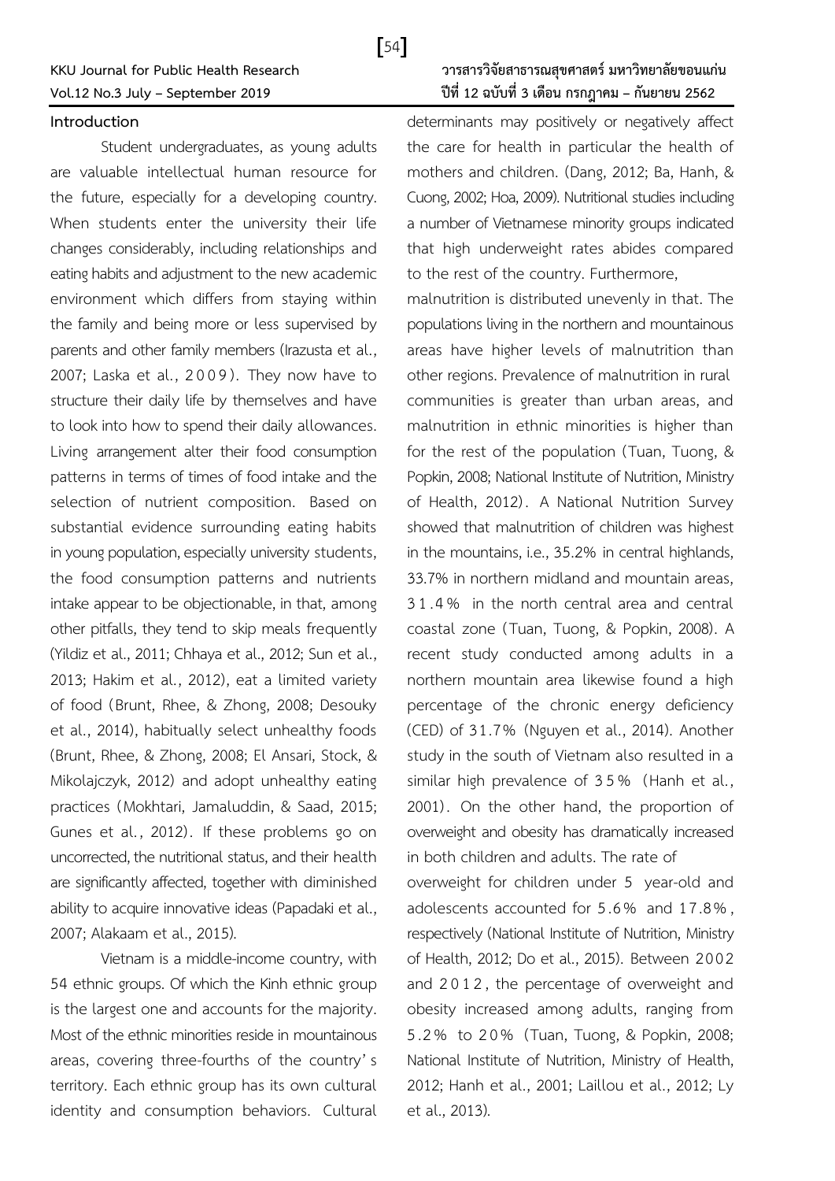## Introduction

Student undergraduates, as young adults are valuable intellectual human resource for the future, especially for a developing country. When students enter the university their life changes considerably, including relationships and eating habits and adjustment to the new academic environment which differs from staying within the family and being more or less supervised by parents and other family members (Irazusta et al., 2007; Laska et al., 2009). They now have to structure their daily life by themselves and have to look into how to spend their daily allowances. Living arrangement alter their food consumption patterns in terms of times of food intake and the selection of nutrient composition. Based on substantial evidence surrounding eating habits in young population, especially university students, the food consumption patterns and nutrients intake appear to be objectionable, in that, among other pitfalls, they tend to skip meals frequently (Yildiz et al., 2011; Chhaya et al., 2012; Sun et al., 2013; Hakim et al., 2012), eat a limited variety of food (Brunt, Rhee, & Zhong, 2008; Desouky et al., 2014), habitually select unhealthy foods (Brunt, Rhee, & Zhong, 2008; El Ansari, Stock, & Mikolajczyk, 2012) and adopt unhealthy eating practices (Mokhtari, Jamaluddin, & Saad, 2015; Gunes et al., 2012). If these problems go on uncorrected, the nutritional status, and their health are significantly affected, together with diminished ability to acquire innovative ideas (Papadaki et al., 2007; Alakaam et al., 2015).

Vietnam is a middle-income country, with 54 ethnic groups. Of which the Kinh ethnic group is the largest one and accounts for the majority. Most of the ethnic minorities reside in mountainous areas, covering three-fourths of the country's territory. Each ethnic group has its own cultural identity and consumption behaviors. Cultural determinants may positively or negatively affect the care for health in particular the health of mothers and children. (Dang, 2012; Ba, Hanh, & Cuong, 2002; Hoa, 2009). Nutritional studies including a number of Vietnamese minority groups indicated that high underweight rates abides compared to the rest of the country. Furthermore, malnutrition is distributed unevenly in that. The populations living in the northern and mountainous areas have higher levels of malnutrition than other regions. Prevalence of malnutrition in rural communities is greater than urban areas, and malnutrition in ethnic minorities is higher than for the rest of the population (Tuan, Tuong, & Popkin, 2008; National Institute of Nutrition, Ministry of Health, 2012). A National Nutrition Survey showed that malnutrition of children was highest in the mountains, i.e., 35.2% in central highlands, 33.7% in northern midland and mountain areas, 31.4% in the north central area and central coastal zone (Tuan, Tuong, & Popkin, 2008). A recent study conducted among adults in a northern mountain area likewise found a high percentage of the chronic energy deficiency (CED) of 31.7% (Nguyen et al., 2014). Another study in the south of Vietnam also resulted in a similar high prevalence of 35% (Hanh et al., 2001). On the other hand, the proportion of overweight and obesity has dramatically increased in both children and adults. The rate of overweight for children under 5 year-old and adolescents accounted for 5.6% and 17.8%, respectively (National Institute of Nutrition, Ministry of Health, 2012; Do et al., 2015). Between 2002 and 2012, the percentage of overweight and obesity increased among adults, ranging from 5.2% to 20% (Tuan, Tuong, & Popkin, 2008; National Institute of Nutrition, Ministry of Health, 2012; Hanh et al., 2001; Laillou et al., 2012; Ly et al., 2013).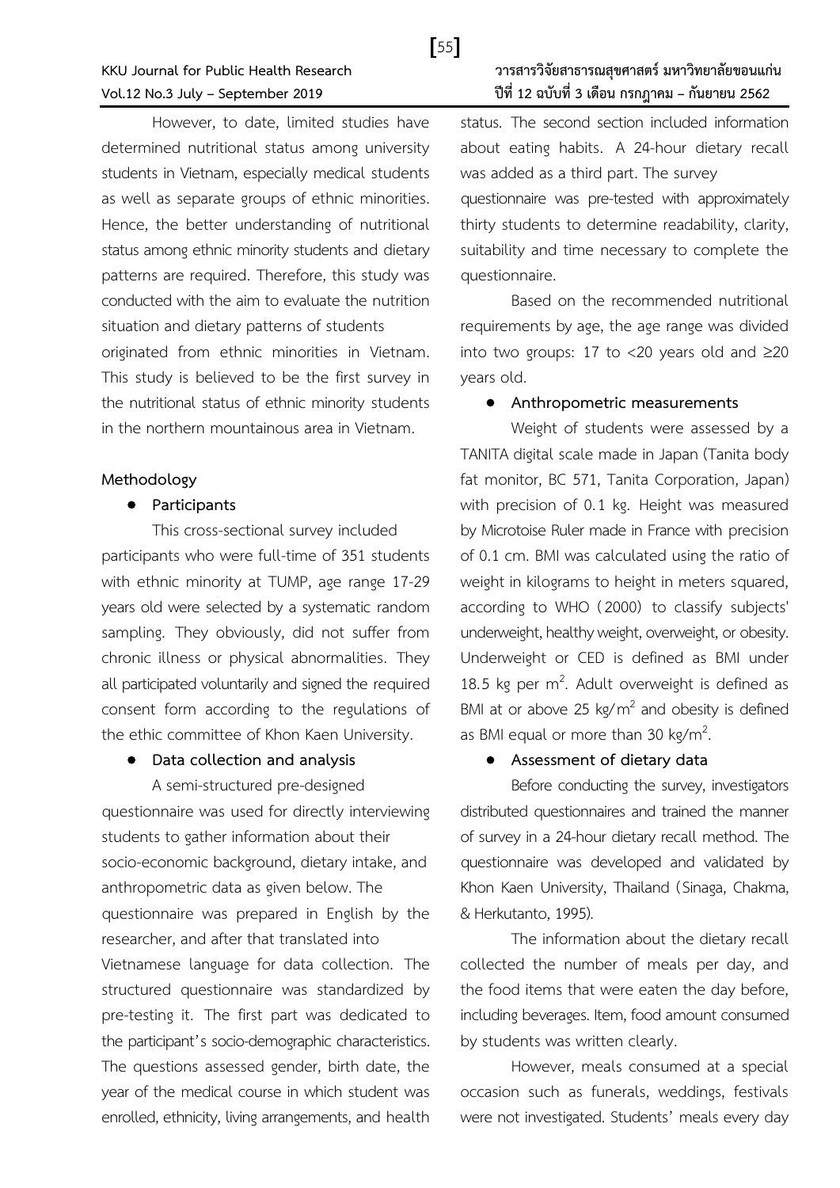However, to date, limited studies have determined nutritional status among university students in Vietnam, especially medical students as well as separate groups of ethnic minorities. Hence, the better understanding of nutritional status among ethnic minority students and dietary patterns are required. Therefore, this study was conducted with the aim to evaluate the nutrition situation and dietary patterns of students originated from ethnic minorities in Vietnam. This study is believed to be the first survey in the nutritional status of ethnic minority students in the northern mountainous area in Vietnam.

## Methodology

- **Participants**

This cross-sectional survey included participants who were full-time of 351 students with ethnic minority at TUMP, age range 17-29 years old were selected by a systematic random sampling. They obviously, did not suffer from chronic illness or physical abnormalities. They all participated voluntarily and signed the required consent form according to the regulations of the ethic committee of Khon Kaen University.

- **Data collection and analysis**

A semi-structured pre-designed questionnaire was used for directly interviewing students to gather information about their socio-economic background, dietary intake, and anthropometric data as given below. The questionnaire was prepared in English by the researcher, and after that translated into Vietnamese language for data collection. The structured questionnaire was standardized by pre-testing it. The first part was dedicated to the participant's socio-demographic characteristics. The questions assessed gender, birth date, the year of the medical course in which student was enrolled, ethnicity, living arrangements, and health status. The second section included information about eating habits. A 24-hour dietary recall was added as a third part. The survey questionnaire was pre-tested with approximately thirty students to determine readability, clarity, suitability and time necessary to complete the questionnaire.

Based on the recommended nutritional requirements by age, the age range was divided into two groups: 17 to <20 years old and ≥20 years old.

- **Anthropometric measurements**

Weight of students were assessed by a TANITA digital scale made in Japan (Tanita body fat monitor, BC 571, Tanita Corporation, Japan) with precision of 0.1 kg. Height was measured by Microtoise Ruler made in France with precision of 0.1 cm. BMI was calculated using the ratio of weight in kilograms to height in meters squared, according to WHO (2000) to classify subjects' underweight, healthy weight, overweight, or obesity. Underweight or CED is defined as BMI under 18.5 kg per $m^2$. Adult overweight is defined as BMI at or above 25 $kg/m^2$ and obesity is defined as BMI equal or more than 30 $kg/m^2$.

- **Assessment of dietary data**

Before conducting the survey, investigators distributed questionnaires and trained the manner of survey in a 24-hour dietary recall method. The questionnaire was developed and validated by Khon Kaen University, Thailand (Sinaga, Chakma, & Herkutanto, 1995).

The information about the dietary recall collected the number of meals per day, and the food items that were eaten the day before, including beverages. Item, food amount consumed by students was written clearly.

However, meals consumed at a special occasion such as funerals, weddings, festivals were not investigated. Students' meals every day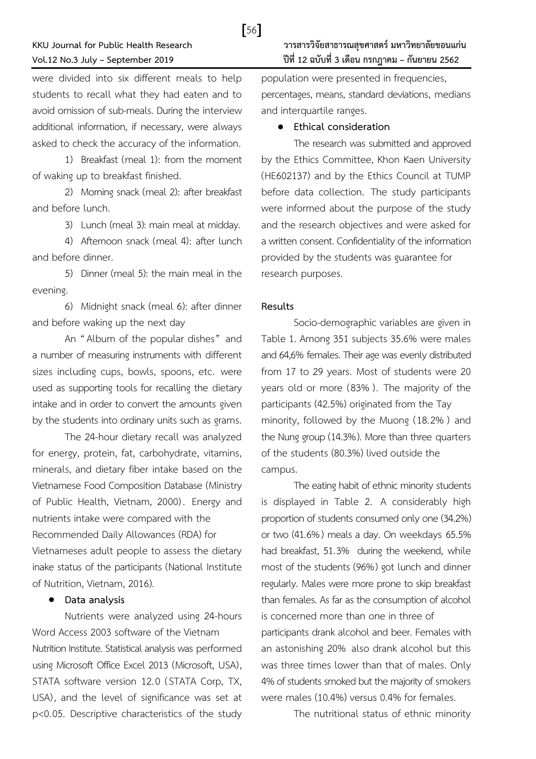were divided into six different meals to help students to recall what they had eaten and to avoid omission of sub-meals. During the interview additional information, if necessary, were always asked to check the accuracy of the information.

1) Breakfast (meal 1): from the moment of waking up to breakfast finished.

2) Morning snack (meal 2): after breakfast and before lunch.

3) Lunch (meal 3): main meal at midday.

4) Afternoon snack (meal 4): after lunch and before dinner.

5) Dinner (meal 5): the main meal in the evening.

6) Midnight snack (meal 6): after dinner and before waking up the next day

An "Album of the popular dishes" and a number of measuring instruments with different sizes including cups, bowls, spoons, etc. were used as supporting tools for recalling the dietary intake and in order to convert the amounts given by the students into ordinary units such as grams.

The 24-hour dietary recall was analyzed for energy, protein, fat, carbohydrate, vitamins, minerals, and dietary fiber intake based on the Vietnamese Food Composition Database (Ministry of Public Health, Vietnam, 2000). Energy and nutrients intake were compared with the Recommended Daily Allowances (RDA) for Vietnameses adult people to assess the dietary inake status of the participants (National Institute of Nutrition, Vietnam, 2016).

- **Data analysis**

Nutrients were analyzed using 24-hours Word Access 2003 software of the Vietnam Nutrition Institute. Statistical analysis was performed using Microsoft Office Excel 2013 (Microsoft, USA), STATA software version 12.0 (STATA Corp, TX, USA), and the level of significance was set at $p<0.05$. Descriptive characteristics of the study population were presented in frequencies, percentages, means, standard deviations, medians and interquartile ranges.

- **Ethical consideration**

The research was submitted and approved by the Ethics Committee, Khon Kaen University (HE602137) and by the Ethics Council at TUMP before data collection. The study participants were informed about the purpose of the study and the research objectives and were asked for a written consent. Confidentiality of the information provided by the students was guarantee for research purposes.

## Results

Socio-demographic variables are given in Table 1. Among 351 subjects 35.6% were males and 64,6% females. Their age was evenly distributed from 17 to 29 years. Most of students were 20 years old or more (83%). The majority of the participants (42.5%) originated from the Tay minority, followed by the Muong (18.2%) and the Nung group (14.3%). More than three quarters of the students (80.3%) lived outside the campus.

The eating habit of ethnic minority students is displayed in Table 2. A considerably high proportion of students consumed only one (34.2%) or two (41.6%) meals a day. On weekdays 65.5% had breakfast, 51.3% during the weekend, while most of the students (96%) got lunch and dinner regularly. Males were more prone to skip breakfast than females. As far as the consumption of alcohol is concerned more than one in three of participants drank alcohol and beer. Females with an astonishing 20% also drank alcohol but this was three times lower than that of males. Only 4% of students smoked but the majority of smokers were males (10.4%) versus 0.4% for females.

The nutritional status of ethnic minority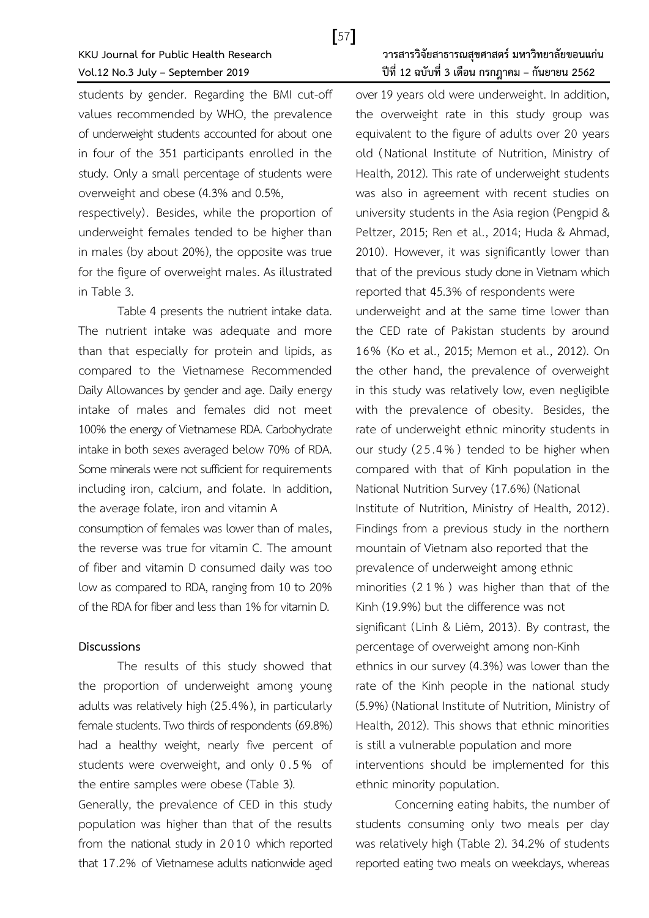students by gender. Regarding the BMI cut-off values recommended by WHO, the prevalence of underweight students accounted for about one in four of the 351 participants enrolled in the study. Only a small percentage of students were overweight and obese (4.3% and 0.5%, respectively). Besides, while the proportion of underweight females tended to be higher than in males (by about 20%), the opposite was true for the figure of overweight males. As illustrated in Table 3.

Table 4 presents the nutrient intake data. The nutrient intake was adequate and more than that especially for protein and lipids, as compared to the Vietnamese Recommended Daily Allowances by gender and age. Daily energy intake of males and females did not meet 100% the energy of Vietnamese RDA. Carbohydrate intake in both sexes averaged below 70% of RDA. Some minerals were not sufficient for requirements including iron, calcium, and folate. In addition, the average folate, iron and vitamin A consumption of females was lower than of males, the reverse was true for vitamin C. The amount of fiber and vitamin D consumed daily was too low as compared to RDA, ranging from 10 to 20% of the RDA for fiber and less than 1% for vitamin D.

## Discussions

The results of this study showed that the proportion of underweight among young adults was relatively high (25.4%), in particularly female students. Two thirds of respondents (69.8%) had a healthy weight, nearly five percent of students were overweight, and only 0.5% of the entire samples were obese (Table 3).

Generally, the prevalence of CED in this study population was higher than that of the results from the national study in 2010 which reported that 17.2% of Vietnamese adults nationwide aged over 19 years old were underweight. In addition, the overweight rate in this study group was equivalent to the figure of adults over 20 years old (National Institute of Nutrition, Ministry of Health, 2012). This rate of underweight students was also in agreement with recent studies on university students in the Asia region (Pengpid & Peltzer, 2015; Ren et al., 2014; Huda & Ahmad, 2010). However, it was significantly lower than that of the previous study done in Vietnam which reported that 45.3% of respondents were underweight and at the same time lower than the CED rate of Pakistan students by around 16% (Ko et al., 2015; Memon et al., 2012). On the other hand, the prevalence of overweight in this study was relatively low, even negligible with the prevalence of obesity. Besides, the rate of underweight ethnic minority students in our study (25.4%) tended to be higher when compared with that of Kinh population in the National Nutrition Survey (17.6%) (National Institute of Nutrition, Ministry of Health, 2012). Findings from a previous study in the northern mountain of Vietnam also reported that the prevalence of underweight among ethnic minorities (21%) was higher than that of the Kinh (19.9%) but the difference was not significant (Linh & Liêm, 2013). By contrast, the percentage of overweight among non-Kinh ethnics in our survey (4.3%) was lower than the rate of the Kinh people in the national study (5.9%) (National Institute of Nutrition, Ministry of Health, 2012). This shows that ethnic minorities is still a vulnerable population and more interventions should be implemented for this ethnic minority population.

Concerning eating habits, the number of students consuming only two meals per day was relatively high (Table 2). 34.2% of students reported eating two meals on weekdays, whereas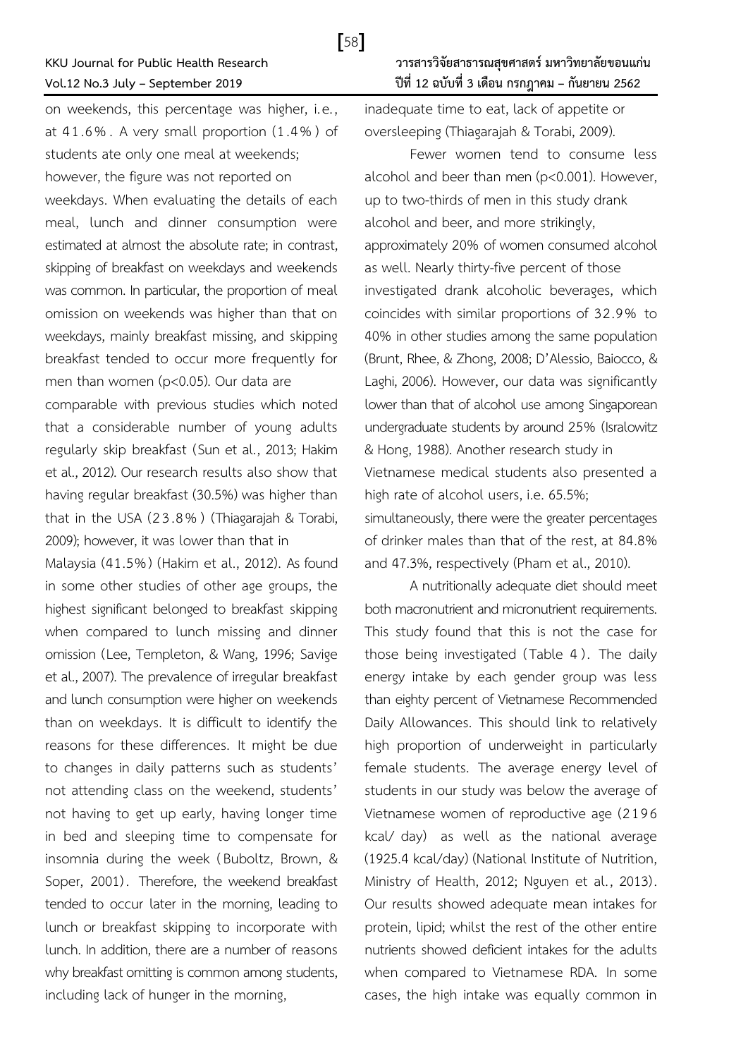on weekends, this percentage was higher, i.e., at 41.6%. A very small proportion (1.4%) of students ate only one meal at weekends; however, the figure was not reported on weekdays. When evaluating the details of each meal, lunch and dinner consumption were estimated at almost the absolute rate; in contrast, skipping of breakfast on weekdays and weekends was common. In particular, the proportion of meal omission on weekends was higher than that on weekdays, mainly breakfast missing, and skipping breakfast tended to occur more frequently for men than women ($p<0.05$). Our data are comparable with previous studies which noted that a considerable number of young adults regularly skip breakfast (Sun et al., 2013; Hakim et al., 2012). Our research results also show that having regular breakfast (30.5%) was higher than that in the USA (23.8%) (Thiagarajah & Torabi, 2009); however, it was lower than that in Malaysia (41.5%) (Hakim et al., 2012). As found in some other studies of other age groups, the highest significant belonged to breakfast skipping when compared to lunch missing and dinner omission (Lee, Templeton, & Wang, 1996; Savige et al., 2007). The prevalence of irregular breakfast and lunch consumption were higher on weekends than on weekdays. It is difficult to identify the reasons for these differences. It might be due to changes in daily patterns such as students' not attending class on the weekend, students' not having to get up early, having longer time in bed and sleeping time to compensate for insomnia during the week (Buboltz, Brown, & Soper, 2001). Therefore, the weekend breakfast tended to occur later in the morning, leading to lunch or breakfast skipping to incorporate with lunch. In addition, there are a number of reasons why breakfast omitting is common among students, including lack of hunger in the morning, inadequate time to eat, lack of appetite or oversleeping (Thiagarajah & Torabi, 2009).

Fewer women tend to consume less alcohol and beer than men ($p<0.001$). However, up to two-thirds of men in this study drank alcohol and beer, and more strikingly, approximately 20% of women consumed alcohol as well. Nearly thirty-five percent of those investigated drank alcoholic beverages, which coincides with similar proportions of 32.9% to 40% in other studies among the same population (Brunt, Rhee, & Zhong, 2008; D'Alessio, Baiocco, & Laghi, 2006). However, our data was significantly lower than that of alcohol use among Singaporean undergraduate students by around 25% (Isralowitz & Hong, 1988). Another research study in Vietnamese medical students also presented a high rate of alcohol users, i.e. 65.5%; simultaneously, there were the greater percentages of drinker males than that of the rest, at 84.8% and 47.3%, respectively (Pham et al., 2010).

A nutritionally adequate diet should meet both macronutrient and micronutrient requirements. This study found that this is not the case for those being investigated (Table 4). The daily energy intake by each gender group was less than eighty percent of Vietnamese Recommended Daily Allowances. This should link to relatively high proportion of underweight in particularly female students. The average energy level of students in our study was below the average of Vietnamese women of reproductive age (2196 kcal/ day) as well as the national average (1925.4 kcal/day) (National Institute of Nutrition, Ministry of Health, 2012; Nguyen et al., 2013). Our results showed adequate mean intakes for protein, lipid; whilst the rest of the other entire nutrients showed deficient intakes for the adults when compared to Vietnamese RDA. In some cases, the high intake was equally common in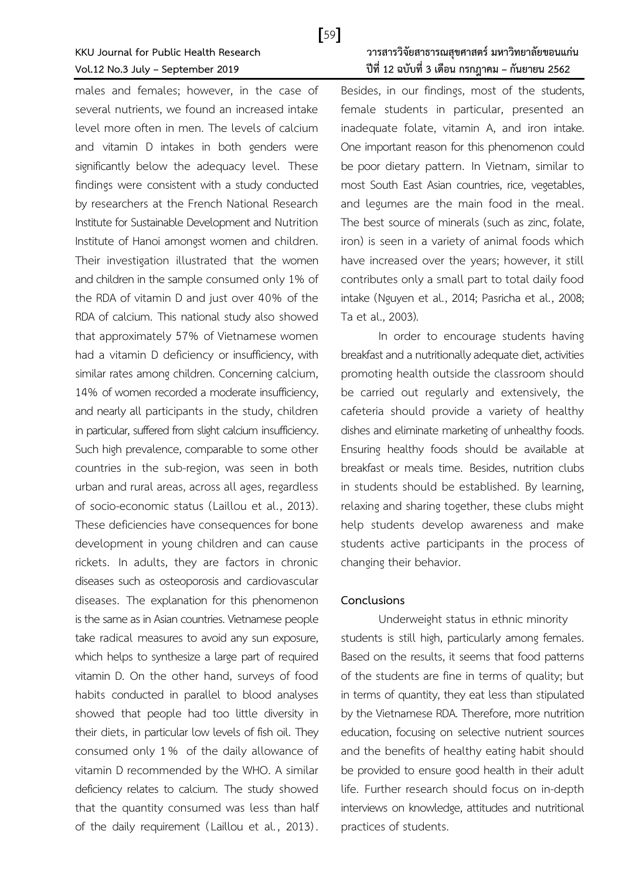males and females; however, in the case of several nutrients, we found an increased intake level more often in men. The levels of calcium and vitamin D intakes in both genders were significantly below the adequacy level. These findings were consistent with a study conducted by researchers at the French National Research Institute for Sustainable Development and Nutrition Institute of Hanoi amongst women and children. Their investigation illustrated that the women and children in the sample consumed only 1% of the RDA of vitamin D and just over 40% of the RDA of calcium. This national study also showed that approximately 57% of Vietnamese women had a vitamin D deficiency or insufficiency, with similar rates among children. Concerning calcium, 14% of women recorded a moderate insufficiency, and nearly all participants in the study, children in particular, suffered from slight calcium insufficiency. Such high prevalence, comparable to some other countries in the sub-region, was seen in both urban and rural areas, across all ages, regardless of socio-economic status (Laillou et al., 2013). These deficiencies have consequences for bone development in young children and can cause rickets. In adults, they are factors in chronic diseases such as osteoporosis and cardiovascular diseases. The explanation for this phenomenon is the same as in Asian countries. Vietnamese people take radical measures to avoid any sun exposure, which helps to synthesize a large part of required vitamin D. On the other hand, surveys of food habits conducted in parallel to blood analyses showed that people had too little diversity in their diets, in particular low levels of fish oil. They consumed only 1% of the daily allowance of vitamin D recommended by the WHO. A similar deficiency relates to calcium. The study showed that the quantity consumed was less than half of the daily requirement (Laillou et al., 2013). Besides, in our findings, most of the students, female students in particular, presented an inadequate folate, vitamin A, and iron intake. One important reason for this phenomenon could be poor dietary pattern. In Vietnam, similar to most South East Asian countries, rice, vegetables, and legumes are the main food in the meal. The best source of minerals (such as zinc, folate, iron) is seen in a variety of animal foods which have increased over the years; however, it still contributes only a small part to total daily food intake (Nguyen et al., 2014; Pasricha et al., 2008; Ta et al., 2003).

In order to encourage students having breakfast and a nutritionally adequate diet, activities promoting health outside the classroom should be carried out regularly and extensively, the cafeteria should provide a variety of healthy dishes and eliminate marketing of unhealthy foods. Ensuring healthy foods should be available at breakfast or meals time. Besides, nutrition clubs in students should be established. By learning, relaxing and sharing together, these clubs might help students develop awareness and make students active participants in the process of changing their behavior.

## Conclusions

Underweight status in ethnic minority students is still high, particularly among females. Based on the results, it seems that food patterns of the students are fine in terms of quality; but in terms of quantity, they eat less than stipulated by the Vietnamese RDA. Therefore, more nutrition education, focusing on selective nutrient sources and the benefits of healthy eating habit should be provided to ensure good health in their adult life. Further research should focus on in-depth interviews on knowledge, attitudes and nutritional practices of students.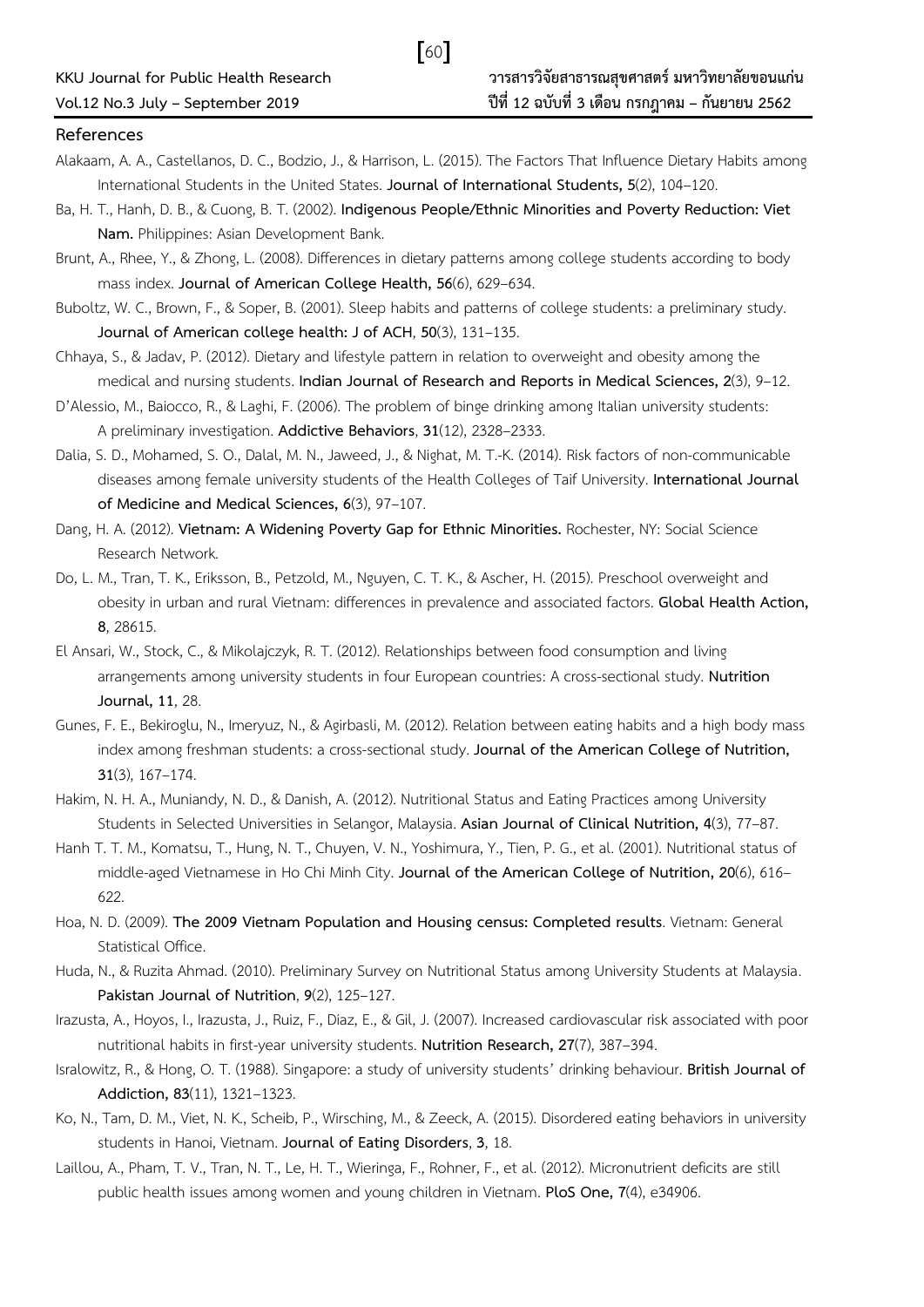## References

Alakaam, A. A., Castellanos, D. C., Bodzio, J., & Harrison, L. (2015). The Factors That Influence Dietary Habits among International Students in the United States. **Journal of International Students, 5**(2), 104–120.

Ba, H. T., Hanh, D. B., & Cuong, B. T. (2002). **Indigenous People/Ethnic Minorities and Poverty Reduction: Viet Nam.** Philippines: Asian Development Bank.

Brunt, A., Rhee, Y., & Zhong, L. (2008). Differences in dietary patterns among college students according to body mass index. **Journal of American College Health, 56**(6), 629–634.

Buboltz, W. C., Brown, F., & Soper, B. (2001). Sleep habits and patterns of college students: a preliminary study. **Journal of American college health: J of ACH**, **50**(3), 131–135.

Chhaya, S., & Jadav, P. (2012). Dietary and lifestyle pattern in relation to overweight and obesity among the medical and nursing students. **Indian Journal of Research and Reports in Medical Sciences, 2**(3), 9–12.

D'Alessio, M., Baiocco, R., & Laghi, F. (2006). The problem of binge drinking among Italian university students: A preliminary investigation. **Addictive Behaviors**, **31**(12), 2328–2333.

Dalia, S. D., Mohamed, S. O., Dalal, M. N., Jaweed, J., & Nighat, M. T.-K. (2014). Risk factors of non-communicable diseases among female university students of the Health Colleges of Taif University. **International Journal of Medicine and Medical Sciences, 6**(3), 97–107.

Dang, H. A. (2012). **Vietnam: A Widening Poverty Gap for Ethnic Minorities.** Rochester, NY: Social Science Research Network.

Do, L. M., Tran, T. K., Eriksson, B., Petzold, M., Nguyen, C. T. K., & Ascher, H. (2015). Preschool overweight and obesity in urban and rural Vietnam: differences in prevalence and associated factors. **Global Health Action, 8**, 28615.

El Ansari, W., Stock, C., & Mikolajczyk, R. T. (2012). Relationships between food consumption and living arrangements among university students in four European countries: A cross-sectional study. **Nutrition Journal, 11**, 28.

Gunes, F. E., Bekiroglu, N., Imeryuz, N., & Agirbasli, M. (2012). Relation between eating habits and a high body mass index among freshman students: a cross-sectional study. **Journal of the American College of Nutrition, 31**(3), 167–174.

Hakim, N. H. A., Muniandy, N. D., & Danish, A. (2012). Nutritional Status and Eating Practices among University Students in Selected Universities in Selangor, Malaysia. **Asian Journal of Clinical Nutrition, 4**(3), 77–87.

Hanh T. T. M., Komatsu, T., Hung, N. T., Chuyen, V. N., Yoshimura, Y., Tien, P. G., et al. (2001). Nutritional status of middle-aged Vietnamese in Ho Chi Minh City. **Journal of the American College of Nutrition, 20**(6), 616–622.

Hoa, N. D. (2009). **The 2009 Vietnam Population and Housing census: Completed results**. Vietnam: General Statistical Office.

Huda, N., & Ruzita Ahmad. (2010). Preliminary Survey on Nutritional Status among University Students at Malaysia. **Pakistan Journal of Nutrition**, **9**(2), 125–127.

Irazusta, A., Hoyos, I., Irazusta, J., Ruiz, F., Díaz, E., & Gil, J. (2007). Increased cardiovascular risk associated with poor nutritional habits in first-year university students. **Nutrition Research, 27**(7), 387–394.

Isralowitz, R., & Hong, O. T. (1988). Singapore: a study of university students' drinking behaviour. **British Journal of Addiction, 83**(11), 1321–1323.

Ko, N., Tam, D. M., Viet, N. K., Scheib, P., Wirsching, M., & Zeeck, A. (2015). Disordered eating behaviors in university students in Hanoi, Vietnam. **Journal of Eating Disorders**, **3**, 18.

Laillou, A., Pham, T. V., Tran, N. T., Le, H. T., Wieringa, F., Rohner, F., et al. (2012). Micronutrient deficits are still public health issues among women and young children in Vietnam. **PloS One, 7**(4), e34906.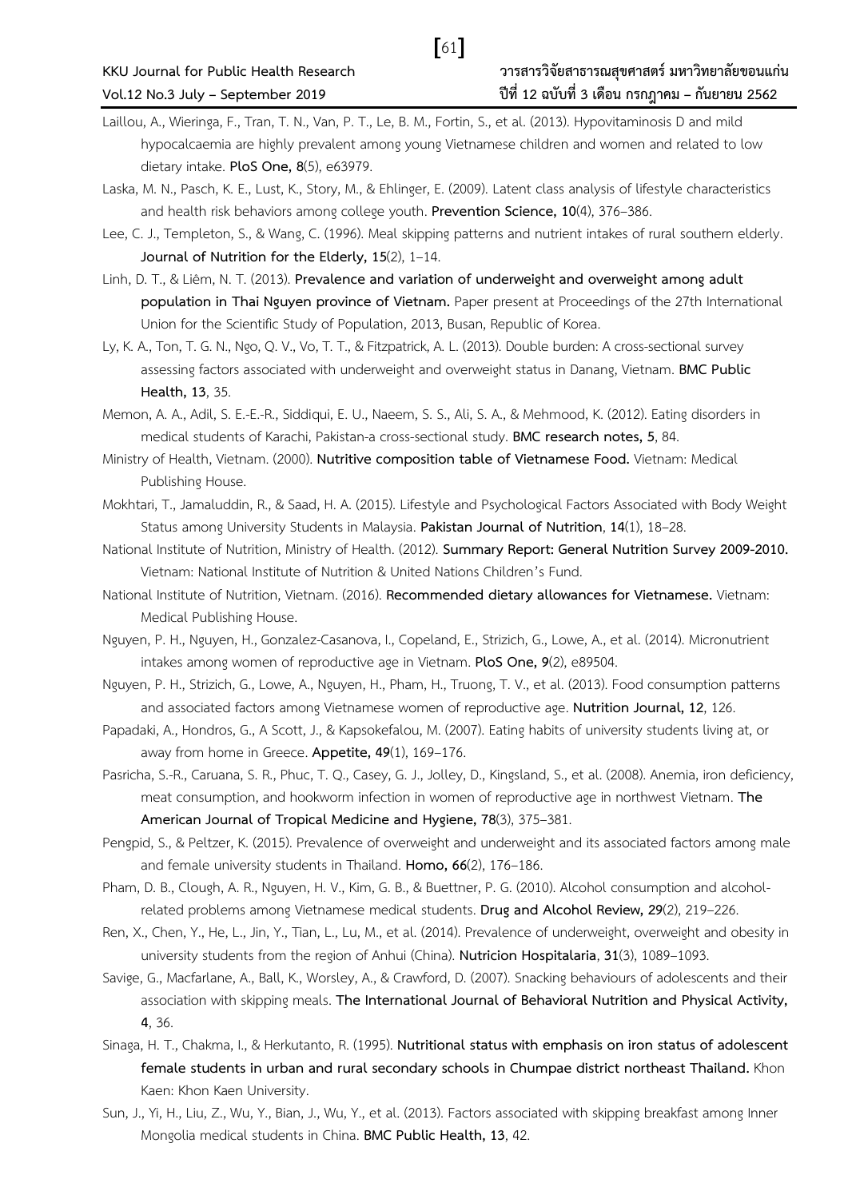Laillou, A., Wieringa, F., Tran, T. N., Van, P. T., Le, B. M., Fortin, S., et al. (2013). Hypovitaminosis D and mild hypocalcaemia are highly prevalent among young Vietnamese children and women and related to low dietary intake. **PloS One, 8**(5), e63979.

Laska, M. N., Pasch, K. E., Lust, K., Story, M., & Ehlinger, E. (2009). Latent class analysis of lifestyle characteristics and health risk behaviors among college youth. **Prevention Science, 10**(4), 376–386.

Lee, C. J., Templeton, S., & Wang, C. (1996). Meal skipping patterns and nutrient intakes of rural southern elderly. **Journal of Nutrition for the Elderly, 15**(2), 1–14.

Linh, D. T., & Liêm, N. T. (2013). **Prevalence and variation of underweight and overweight among adult population in Thai Nguyen province of Vietnam.** Paper present at Proceedings of the 27th International Union for the Scientific Study of Population, 2013, Busan, Republic of Korea.

Ly, K. A., Ton, T. G. N., Ngo, Q. V., Vo, T. T., & Fitzpatrick, A. L. (2013). Double burden: A cross-sectional survey assessing factors associated with underweight and overweight status in Danang, Vietnam. **BMC Public Health, 13**, 35.

Memon, A. A., Adil, S. E.-E.-R., Siddiqui, E. U., Naeem, S. S., Ali, S. A., & Mehmood, K. (2012). Eating disorders in medical students of Karachi, Pakistan-a cross-sectional study. **BMC research notes, 5**, 84.

Ministry of Health, Vietnam. (2000). **Nutritive composition table of Vietnamese Food.** Vietnam: Medical Publishing House.

Mokhtari, T., Jamaluddin, R., & Saad, H. A. (2015). Lifestyle and Psychological Factors Associated with Body Weight Status among University Students in Malaysia. **Pakistan Journal of Nutrition**, **14**(1), 18–28.

National Institute of Nutrition, Ministry of Health. (2012). **Summary Report: General Nutrition Survey 2009-2010.** Vietnam: National Institute of Nutrition & United Nations Children's Fund.

National Institute of Nutrition, Vietnam. (2016). **Recommended dietary allowances for Vietnamese.** Vietnam: Medical Publishing House.

Nguyen, P. H., Nguyen, H., Gonzalez-Casanova, I., Copeland, E., Strizich, G., Lowe, A., et al. (2014). Micronutrient intakes among women of reproductive age in Vietnam. **PloS One, 9**(2), e89504.

Nguyen, P. H., Strizich, G., Lowe, A., Nguyen, H., Pham, H., Truong, T. V., et al. (2013). Food consumption patterns and associated factors among Vietnamese women of reproductive age. **Nutrition Journal, 12**, 126.

Papadaki, A., Hondros, G., A Scott, J., & Kapsokefalou, M. (2007). Eating habits of university students living at, or away from home in Greece. **Appetite, 49**(1), 169–176.

Pasricha, S.-R., Caruana, S. R., Phuc, T. Q., Casey, G. J., Jolley, D., Kingsland, S., et al. (2008). Anemia, iron deficiency, meat consumption, and hookworm infection in women of reproductive age in northwest Vietnam. **The American Journal of Tropical Medicine and Hygiene, 78**(3), 375–381.

Pengpid, S., & Peltzer, K. (2015). Prevalence of overweight and underweight and its associated factors among male and female university students in Thailand. **Homo, 66**(2), 176–186.

Pham, D. B., Clough, A. R., Nguyen, H. V., Kim, G. B., & Buettner, P. G. (2010). Alcohol consumption and alcohol-related problems among Vietnamese medical students. **Drug and Alcohol Review, 29**(2), 219–226.

Ren, X., Chen, Y., He, L., Jin, Y., Tian, L., Lu, M., et al. (2014). Prevalence of underweight, overweight and obesity in university students from the region of Anhui (China). **Nutricion Hospitalaria**, **31**(3), 1089–1093.

Savige, G., Macfarlane, A., Ball, K., Worsley, A., & Crawford, D. (2007). Snacking behaviours of adolescents and their association with skipping meals. **The International Journal of Behavioral Nutrition and Physical Activity, 4**, 36.

Sinaga, H. T., Chakma, I., & Herkutanto, R. (1995). **Nutritional status with emphasis on iron status of adolescent female students in urban and rural secondary schools in Chumpae district northeast Thailand.** Khon Kaen: Khon Kaen University.

Sun, J., Yi, H., Liu, Z., Wu, Y., Bian, J., Wu, Y., et al. (2013). Factors associated with skipping breakfast among Inner Mongolia medical students in China. **BMC Public Health, 13**, 42.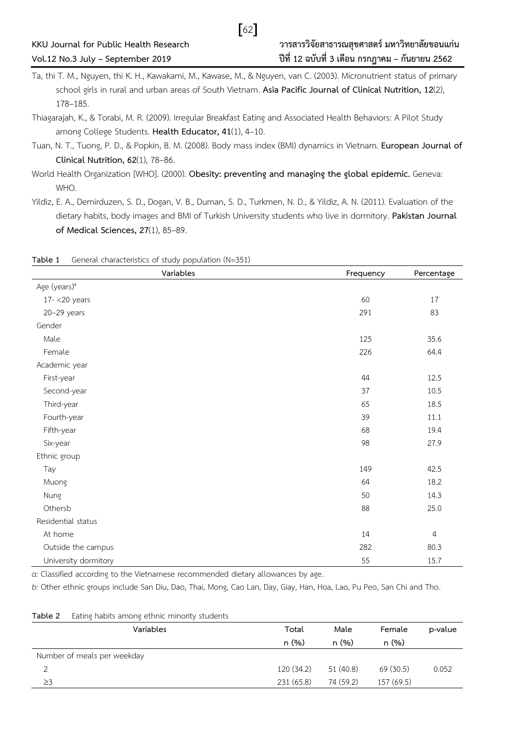Ta, thi T. M., Nguyen, thi K. H., Kawakami, M., Kawase, M., & Nguyen, van C. (2003). Micronutrient status of primary school girls in rural and urban areas of South Vietnam. **Asia Pacific Journal of Clinical Nutrition, 12**(2), 178–185.

Thiagarajah, K., & Torabi, M. R. (2009). Irregular Breakfast Eating and Associated Health Behaviors: A Pilot Study among College Students. **Health Educator, 41**(1), 4–10.

Tuan, N. T., Tuong, P. D., & Popkin, B. M. (2008). Body mass index (BMI) dynamics in Vietnam. **European Journal of Clinical Nutrition, 62**(1), 78–86.

World Health Organization [WHO]. (2000). **Obesity: preventing and managing the global epidemic.** Geneva: WHO.

Yildiz, E. A., Demirduzen, S. D., Dogan, V. B., Duman, S. D., Turkmen, N. D., & Yildiz, A. N. (2011). Evaluation of the dietary habits, body images and BMI of Turkish University students who live in dormitory. **Pakistan Journal of Medical Sciences, 27**(1), 85–89.

**Table 1** General characteristics of study population (N=351)

| Variables | Frequency | Percentage |
|---|---|---|
| Age (years)[a] | | |
| 17- <20 years | 60 | 17 |
| 20–29 years | 291 | 83 |
| Gender | | |
| Male | 125 | 35.6 |
| Female | 226 | 64.4 |
| Academic year | | |
| First-year | 44 | 12.5 |
| Second-year | 37 | 10.5 |
| Third-year | 65 | 18.5 |
| Fourth-year | 39 | 11.1 |
| Fifth-year | 68 | 19.4 |
| Six-year | 98 | 27.9 |
| Ethnic group | | |
| Tay | 149 | 42.5 |
| Muong | 64 | 18.2 |
| Nung | 50 | 14.3 |
| Othersb | 88 | 25.0 |
| Residential status | | |
| At home | 14 | 4 |
| Outside the campus | 282 | 80.3 |
| University dormitory | 55 | 15.7 |

*a:* Classified according to the Vietnamese recommended dietary allowances by age.

*b:* Other ethnic groups include San Diu, Dao, Thai, Mong, Cao Lan, Day, Giay, Han, Hoa, Lao, Pu Peo, San Chi and Tho.

**Table 2** Eating habits among ethnic minority students

| Variables | Total n (%) | Male n (%) | Female n (%) | p-value |
|---|---|---|---|---|
| Number of meals per weekday | | | | |
| 2 | 120 (34.2) | 51 (40.8) | 69 (30.5) | 0.052 |
| ≥3 | 231 (65.8) | 74 (59.2) | 157 (69.5) | |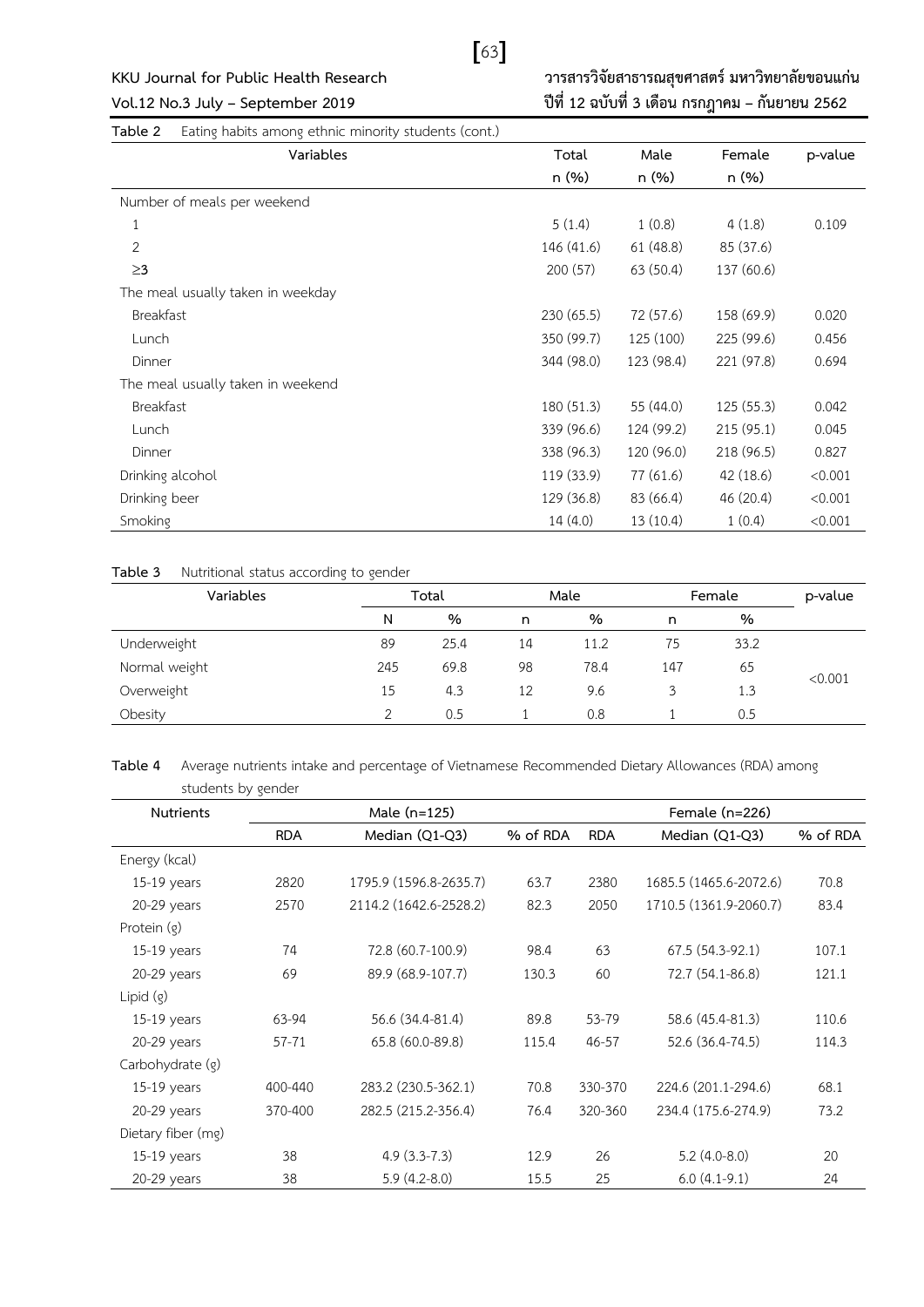**Table 2** Eating habits among ethnic minority students (cont.)

| Variables | Total n (%) | Male n (%) | Female n (%) | p-value |
|---|---|---|---|---|
| Number of meals per weekend | | | | |
| 1 | 5 (1.4) | 1 (0.8) | 4 (1.8) | 0.109 |
| 2 | 146 (41.6) | 61 (48.8) | 85 (37.6) | |
| ≥3 | 200 (57) | 63 (50.4) | 137 (60.6) | |
| The meal usually taken in weekday | | | | |
| Breakfast | 230 (65.5) | 72 (57.6) | 158 (69.9) | 0.020 |
| Lunch | 350 (99.7) | 125 (100) | 225 (99.6) | 0.456 |
| Dinner | 344 (98.0) | 123 (98.4) | 221 (97.8) | 0.694 |
| The meal usually taken in weekend | | | | |
| Breakfast | 180 (51.3) | 55 (44.0) | 125 (55.3) | 0.042 |
| Lunch | 339 (96.6) | 124 (99.2) | 215 (95.1) | 0.045 |
| Dinner | 338 (96.3) | 120 (96.0) | 218 (96.5) | 0.827 |
| Drinking alcohol | 119 (33.9) | 77 (61.6) | 42 (18.6) | <0.001 |
| Drinking beer | 129 (36.8) | 83 (66.4) | 46 (20.4) | <0.001 |
| Smoking | 14 (4.0) | 13 (10.4) | 1 (0.4) | <0.001 |

**Table 3** Nutritional status according to gender

| Variables | Total | | Male | | Female | | p-value |
|---|---|---|---|---|---|---|---|
| | N | % | n | % | n | % | |
| Underweight | 89 | 25.4 | 14 | 11.2 | 75 | 33.2 | <0.001 |
| Normal weight | 245 | 69.8 | 98 | 78.4 | 147 | 65 | |
| Overweight | 15 | 4.3 | 12 | 9.6 | 3 | 1.3 | |
| Obesity | 2 | 0.5 | 1 | 0.8 | 1 | 0.5 | |

**Table 4** Average nutrients intake and percentage of Vietnamese Recommended Dietary Allowances (RDA) among students by gender

| Nutrients | Male (n=125) | | | Female (n=226) | | |
|---|---|---|---|---|---|---|
| | RDA | Median (Q1-Q3) | % of RDA | RDA | Median (Q1-Q3) | % of RDA |
| Energy (kcal) | | | | | | |
| 15-19 years | 2820 | 1795.9 (1596.8-2635.7) | 63.7 | 2380 | 1685.5 (1465.6-2072.6) | 70.8 |
| 20-29 years | 2570 | 2114.2 (1642.6-2528.2) | 82.3 | 2050 | 1710.5 (1361.9-2060.7) | 83.4 |
| Protein (g) | | | | | | |
| 15-19 years | 74 | 72.8 (60.7-100.9) | 98.4 | 63 | 67.5 (54.3-92.1) | 107.1 |
| 20-29 years | 69 | 89.9 (68.9-107.7) | 130.3 | 60 | 72.7 (54.1-86.8) | 121.1 |
| Lipid (g) | | | | | | |
| 15-19 years | 63-94 | 56.6 (34.4-81.4) | 89.8 | 53-79 | 58.6 (45.4-81.3) | 110.6 |
| 20-29 years | 57-71 | 65.8 (60.0-89.8) | 115.4 | 46-57 | 52.6 (36.4-74.5) | 114.3 |
| Carbohydrate (g) | | | | | | |
| 15-19 years | 400-440 | 283.2 (230.5-362.1) | 70.8 | 330-370 | 224.6 (201.1-294.6) | 68.1 |
| 20-29 years | 370-400 | 282.5 (215.2-356.4) | 76.4 | 320-360 | 234.4 (175.6-274.9) | 73.2 |
| Dietary fiber (mg) | | | | | | |
| 15-19 years | 38 | 4.9 (3.3-7.3) | 12.9 | 26 | 5.2 (4.0-8.0) | 20 |
| 20-29 years | 38 | 5.9 (4.2-8.0) | 15.5 | 25 | 6.0 (4.1-9.1) | 24 |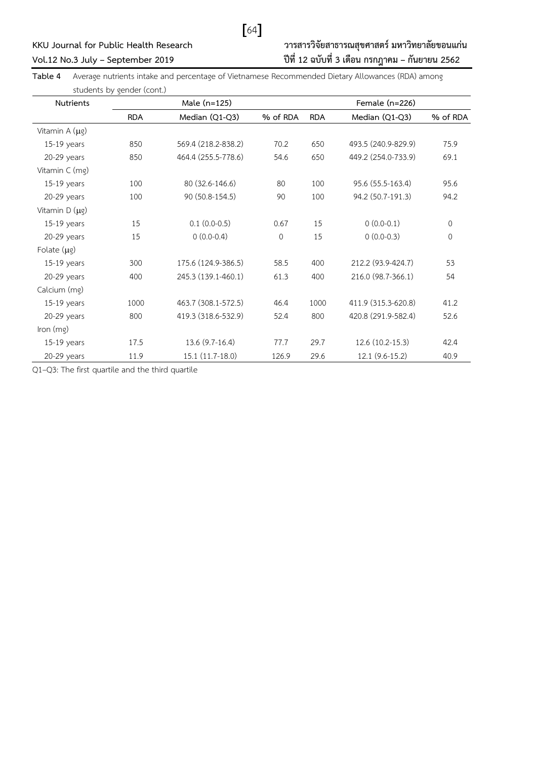**Table 4** Average nutrients intake and percentage of Vietnamese Recommended Dietary Allowances (RDA) among students by gender (cont.)

| Nutrients | Male (n=125) | | | Female (n=226) | | |
|---|---|---|---|---|---|---|
| | RDA | Median (Q1-Q3) | % of RDA | RDA | Median (Q1-Q3) | % of RDA |
| Vitamin A (μg) | | | | | | |
| 15-19 years | 850 | 569.4 (218.2-838.2) | 70.2 | 650 | 493.5 (240.9-829.9) | 75.9 |
| 20-29 years | 850 | 464.4 (255.5-778.6) | 54.6 | 650 | 449.2 (254.0-733.9) | 69.1 |
| Vitamin C (mg) | | | | | | |
| 15-19 years | 100 | 80 (32.6-146.6) | 80 | 100 | 95.6 (55.5-163.4) | 95.6 |
| 20-29 years | 100 | 90 (50.8-154.5) | 90 | 100 | 94.2 (50.7-191.3) | 94.2 |
| Vitamin D (μg) | | | | | | |
| 15-19 years | 15 | 0.1 (0.0-0.5) | 0.67 | 15 | 0 (0.0-0.1) | 0 |
| 20-29 years | 15 | 0 (0.0-0.4) | 0 | 15 | 0 (0.0-0.3) | 0 |
| Folate (μg) | | | | | | |
| 15-19 years | 300 | 175.6 (124.9-386.5) | 58.5 | 400 | 212.2 (93.9-424.7) | 53 |
| 20-29 years | 400 | 245.3 (139.1-460.1) | 61.3 | 400 | 216.0 (98.7-366.1) | 54 |
| Calcium (mg) | | | | | | |
| 15-19 years | 1000 | 463.7 (308.1-572.5) | 46.4 | 1000 | 411.9 (315.3-620.8) | 41.2 |
| 20-29 years | 800 | 419.3 (318.6-532.9) | 52.4 | 800 | 420.8 (291.9-582.4) | 52.6 |
| Iron (mg) | | | | | | |
| 15-19 years | 17.5 | 13.6 (9.7-16.4) | 77.7 | 29.7 | 12.6 (10.2-15.3) | 42.4 |
| 20-29 years | 11.9 | 15.1 (11.7-18.0) | 126.9 | 29.6 | 12.1 (9.6-15.2) | 40.9 |

Q1–Q3: The first quartile and the third quartile